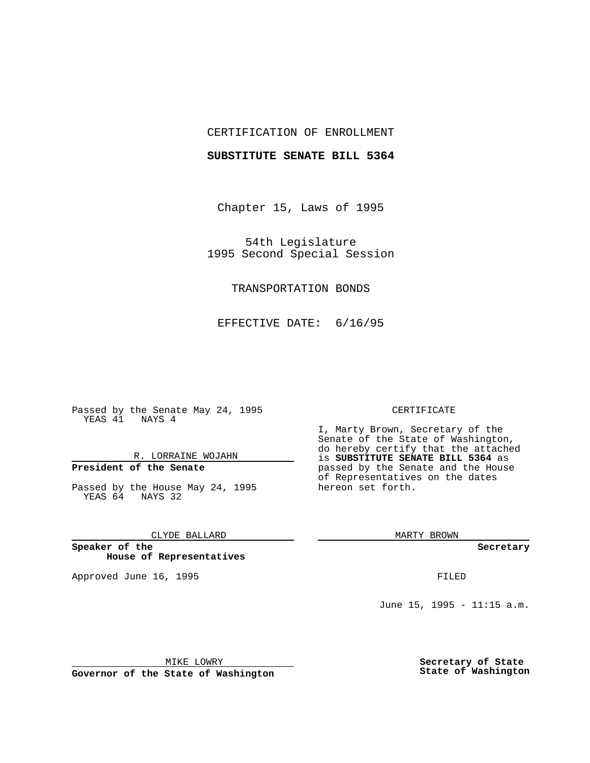CERTIFICATION OF ENROLLMENT

**SUBSTITUTE SENATE BILL 5364**

Chapter 15, Laws of 1995

54th Legislature
1995 Second Special Session

TRANSPORTATION BONDS

EFFECTIVE DATE: 6/16/95

Passed by the Senate May 24, 1995
YEAS 41 NAYS 4

R. LORRAINE WOJAHN

**President of the Senate**

Passed by the House May 24, 1995
YEAS 64 NAYS 32

CLYDE BALLARD

**Speaker of the House of Representatives**

Approved June 16, 1995

MIKE LOWRY

**Governor of the State of Washington**

CERTIFICATE

I, Marty Brown, Secretary of the Senate of the State of Washington, do hereby certify that the attached is **SUBSTITUTE SENATE BILL 5364** as passed by the Senate and the House of Representatives on the dates hereon set forth.

MARTY BROWN

**Secretary**

FILED

June 15, 1995 - 11:15 a.m.

**Secretary of State**
**State of Washington**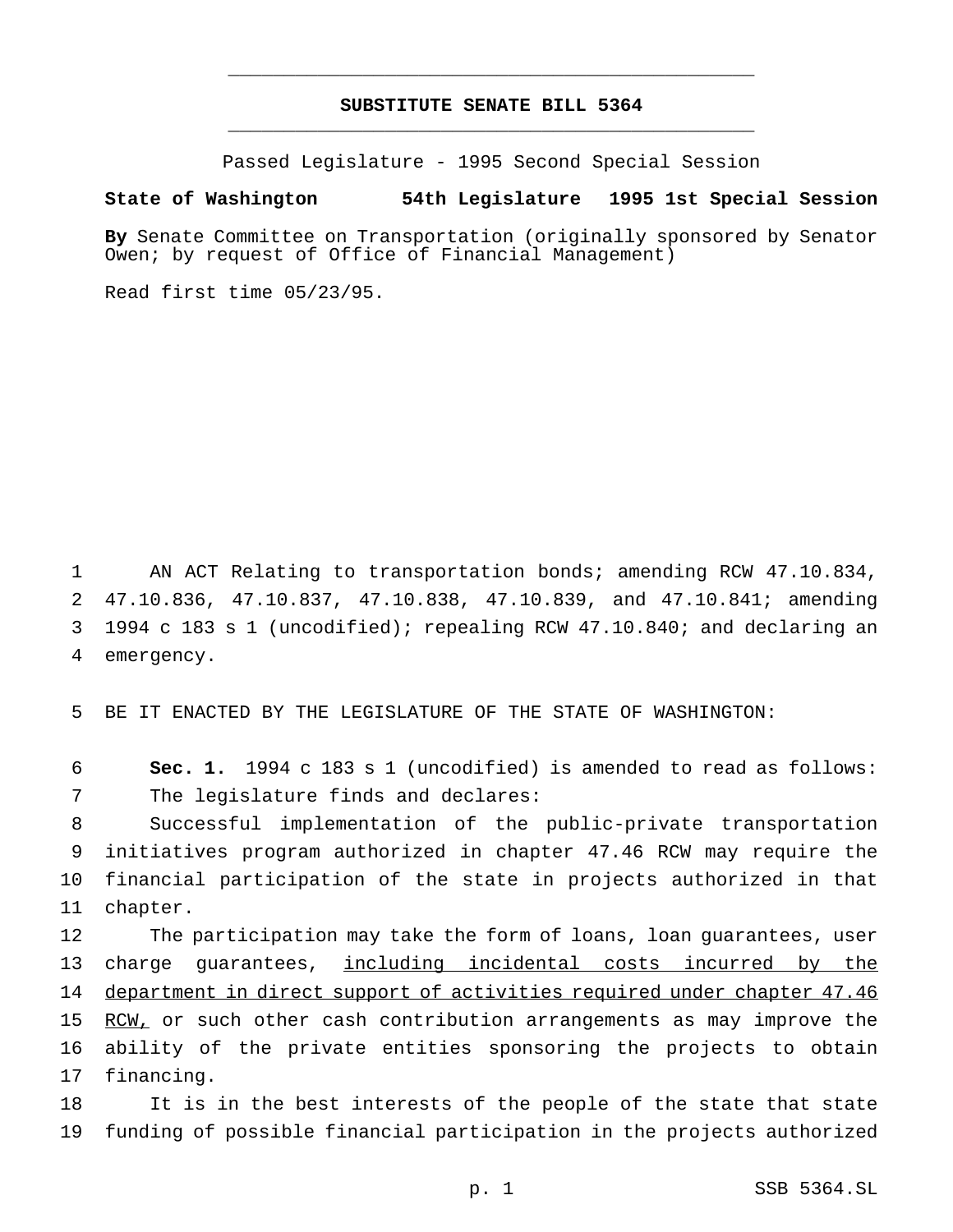**SUBSTITUTE SENATE BILL 5364**

Passed Legislature - 1995 Second Special Session

**State of Washington 54th Legislature 1995 1st Special Session**

**By** Senate Committee on Transportation (originally sponsored by Senator Owen; by request of Office of Financial Management)

Read first time 05/23/95.

AN ACT Relating to transportation bonds; amending RCW 47.10.834, 47.10.836, 47.10.837, 47.10.838, 47.10.839, and 47.10.841; amending 1994 c 183 s 1 (uncodified); repealing RCW 47.10.840; and declaring an emergency.

BE IT ENACTED BY THE LEGISLATURE OF THE STATE OF WASHINGTON:

**Sec. 1.** 1994 c 183 s 1 (uncodified) is amended to read as follows:

The legislature finds and declares:

Successful implementation of the public-private transportation initiatives program authorized in chapter 47.46 RCW may require the financial participation of the state in projects authorized in that chapter.

The participation may take the form of loans, loan guarantees, user charge guarantees, <u>including incidental costs incurred by the department in direct support of activities required under chapter 47.46 RCW,</u> or such other cash contribution arrangements as may improve the ability of the private entities sponsoring the projects to obtain financing.

It is in the best interests of the people of the state that state funding of possible financial participation in the projects authorized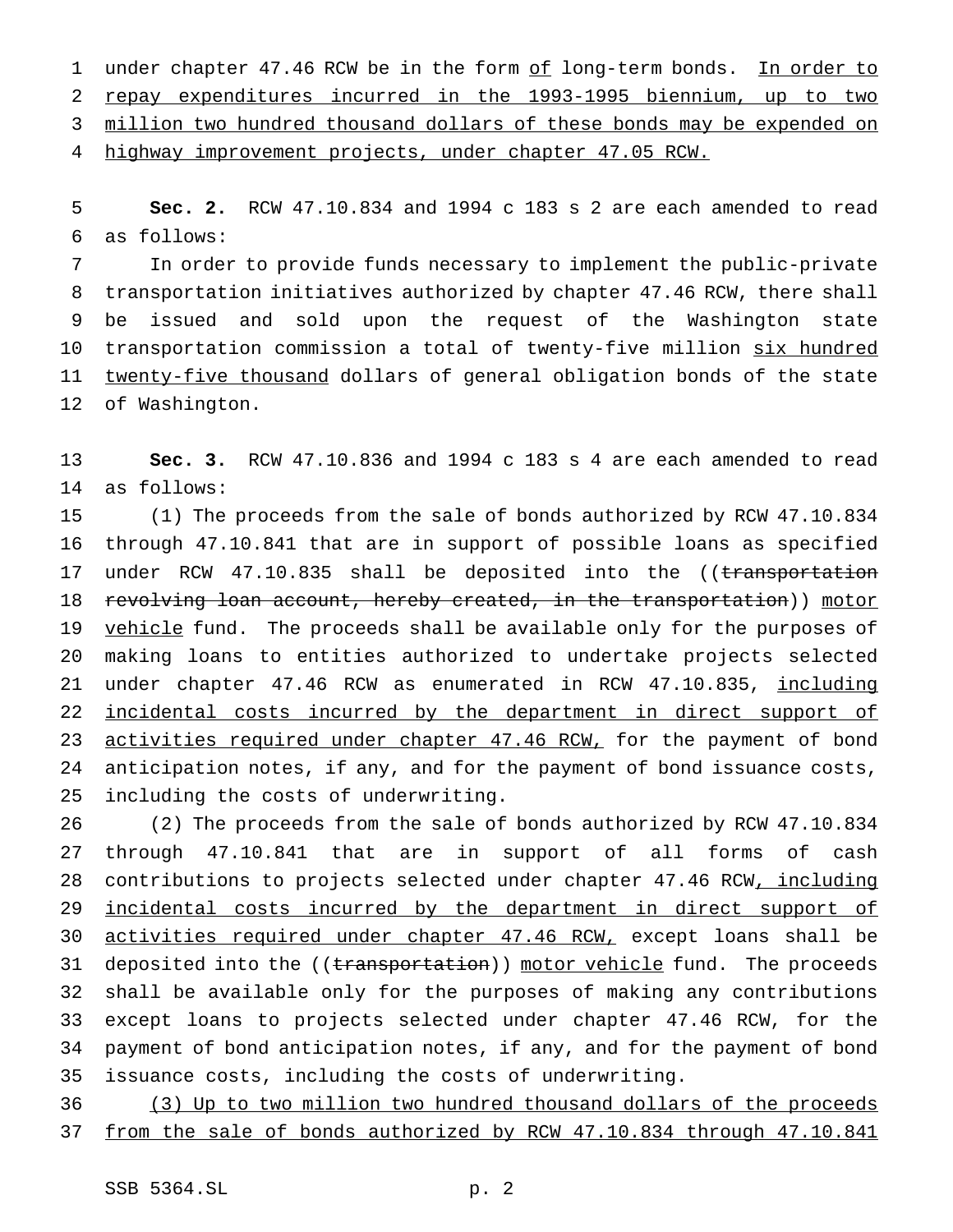under chapter 47.46 RCW be in the form of long-term bonds. In order to repay expenditures incurred in the 1993-1995 biennium, up to two million two hundred thousand dollars of these bonds may be expended on highway improvement projects, under chapter 47.05 RCW.

**Sec. 2.** RCW 47.10.834 and 1994 c 183 s 2 are each amended to read as follows:

In order to provide funds necessary to implement the public-private transportation initiatives authorized by chapter 47.46 RCW, there shall be issued and sold upon the request of the Washington state transportation commission a total of twenty-five million six hundred twenty-five thousand dollars of general obligation bonds of the state of Washington.

**Sec. 3.** RCW 47.10.836 and 1994 c 183 s 4 are each amended to read as follows:

(1) The proceeds from the sale of bonds authorized by RCW 47.10.834 through 47.10.841 that are in support of possible loans as specified under RCW 47.10.835 shall be deposited into the ((~~transportation revolving loan account, hereby created, in the transportation~~)) motor vehicle fund. The proceeds shall be available only for the purposes of making loans to entities authorized to undertake projects selected under chapter 47.46 RCW as enumerated in RCW 47.10.835, including incidental costs incurred by the department in direct support of activities required under chapter 47.46 RCW, for the payment of bond anticipation notes, if any, and for the payment of bond issuance costs, including the costs of underwriting.

(2) The proceeds from the sale of bonds authorized by RCW 47.10.834 through 47.10.841 that are in support of all forms of cash contributions to projects selected under chapter 47.46 RCW, including incidental costs incurred by the department in direct support of activities required under chapter 47.46 RCW, except loans shall be deposited into the ((~~transportation~~)) motor vehicle fund. The proceeds shall be available only for the purposes of making any contributions except loans to projects selected under chapter 47.46 RCW, for the payment of bond anticipation notes, if any, and for the payment of bond issuance costs, including the costs of underwriting.

(3) Up to two million two hundred thousand dollars of the proceeds from the sale of bonds authorized by RCW 47.10.834 through 47.10.841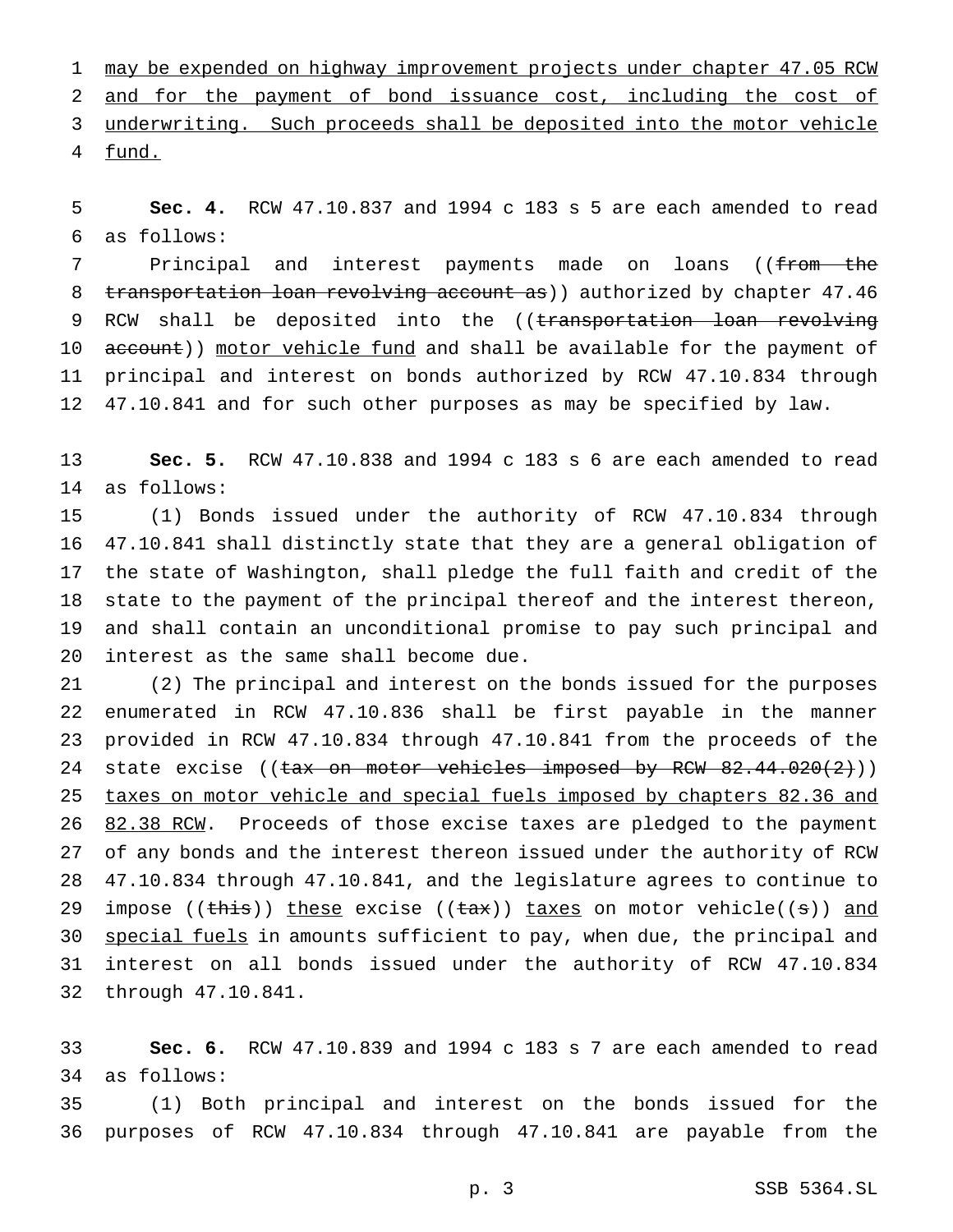may be expended on highway improvement projects under chapter 47.05 RCW and for the payment of bond issuance cost, including the cost of underwriting. Such proceeds shall be deposited into the motor vehicle fund.

**Sec. 4.** RCW 47.10.837 and 1994 c 183 s 5 are each amended to read as follows:

Principal and interest payments made on loans ((~~from the transportation loan revolving account as~~)) authorized by chapter 47.46 RCW shall be deposited into the ((~~transportation loan revolving account~~)) motor vehicle fund and shall be available for the payment of principal and interest on bonds authorized by RCW 47.10.834 through 47.10.841 and for such other purposes as may be specified by law.

**Sec. 5.** RCW 47.10.838 and 1994 c 183 s 6 are each amended to read as follows:

(1) Bonds issued under the authority of RCW 47.10.834 through 47.10.841 shall distinctly state that they are a general obligation of the state of Washington, shall pledge the full faith and credit of the state to the payment of the principal thereof and the interest thereon, and shall contain an unconditional promise to pay such principal and interest as the same shall become due.

(2) The principal and interest on the bonds issued for the purposes enumerated in RCW 47.10.836 shall be first payable in the manner provided in RCW 47.10.834 through 47.10.841 from the proceeds of the state excise ((~~tax on motor vehicles imposed by RCW 82.44.020(2)~~)) taxes on motor vehicle and special fuels imposed by chapters 82.36 and 82.38 RCW. Proceeds of those excise taxes are pledged to the payment of any bonds and the interest thereon issued under the authority of RCW 47.10.834 through 47.10.841, and the legislature agrees to continue to impose ((~~this~~)) these excise ((~~tax~~)) taxes on motor vehicle((~~s~~)) and special fuels in amounts sufficient to pay, when due, the principal and interest on all bonds issued under the authority of RCW 47.10.834 through 47.10.841.

**Sec. 6.** RCW 47.10.839 and 1994 c 183 s 7 are each amended to read as follows:

(1) Both principal and interest on the bonds issued for the purposes of RCW 47.10.834 through 47.10.841 are payable from the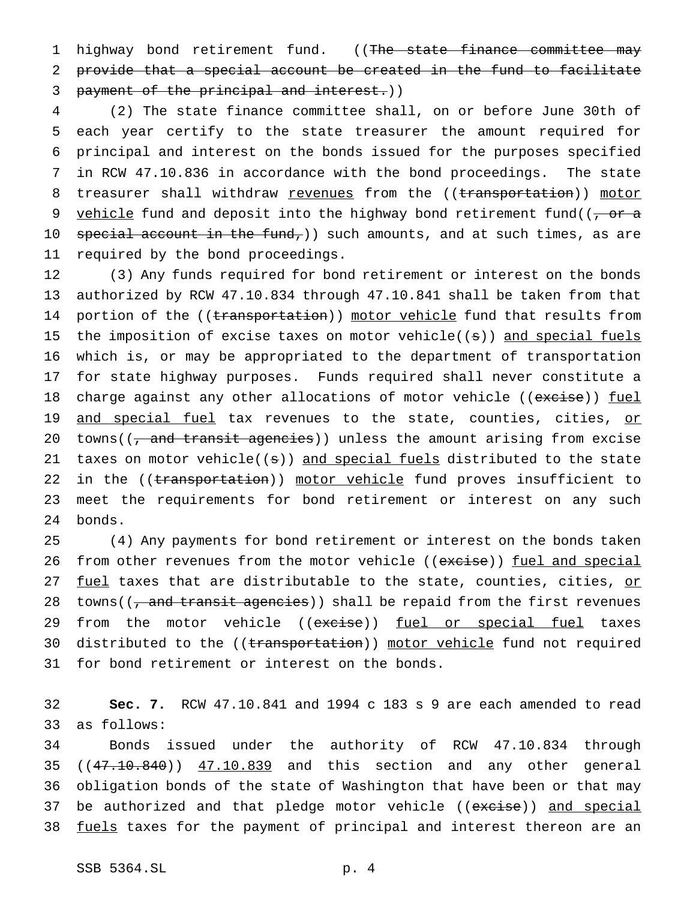highway bond retirement fund. ((~~The state finance committee may provide that a special account be created in the fund to facilitate payment of the principal and interest.~~))

(2) The state finance committee shall, on or before June 30th of each year certify to the state treasurer the amount required for principal and interest on the bonds issued for the purposes specified in RCW 47.10.836 in accordance with the bond proceedings. The state treasurer shall withdraw <u>revenues</u> from the ((~~transportation~~)) <u>motor vehicle</u> fund and deposit into the highway bond retirement fund((~~, or a special account in the fund,~~)) such amounts, and at such times, as are required by the bond proceedings.

(3) Any funds required for bond retirement or interest on the bonds authorized by RCW 47.10.834 through 47.10.841 shall be taken from that portion of the ((~~transportation~~)) <u>motor vehicle</u> fund that results from the imposition of excise taxes on motor vehicle((~~s~~)) <u>and special fuels</u> which is, or may be appropriated to the department of transportation for state highway purposes. Funds required shall never constitute a charge against any other allocations of motor vehicle ((~~excise~~)) <u>fuel and special fuel</u> tax revenues to the state, counties, cities, <u>or</u> towns((~~, and transit agencies~~)) unless the amount arising from excise taxes on motor vehicle((~~s~~)) <u>and special fuels</u> distributed to the state in the ((~~transportation~~)) <u>motor vehicle</u> fund proves insufficient to meet the requirements for bond retirement or interest on any such bonds.

(4) Any payments for bond retirement or interest on the bonds taken from other revenues from the motor vehicle ((~~excise~~)) <u>fuel and special fuel</u> taxes that are distributable to the state, counties, cities, <u>or</u> towns((~~, and transit agencies~~)) shall be repaid from the first revenues from the motor vehicle ((~~excise~~)) <u>fuel or special fuel</u> taxes distributed to the ((~~transportation~~)) <u>motor vehicle</u> fund not required for bond retirement or interest on the bonds.

**Sec. 7.** RCW 47.10.841 and 1994 c 183 s 9 are each amended to read as follows:

Bonds issued under the authority of RCW 47.10.834 through ((~~47.10.840~~)) <u>47.10.839</u> and this section and any other general obligation bonds of the state of Washington that have been or that may be authorized and that pledge motor vehicle ((~~excise~~)) <u>and special fuels</u> taxes for the payment of principal and interest thereon are an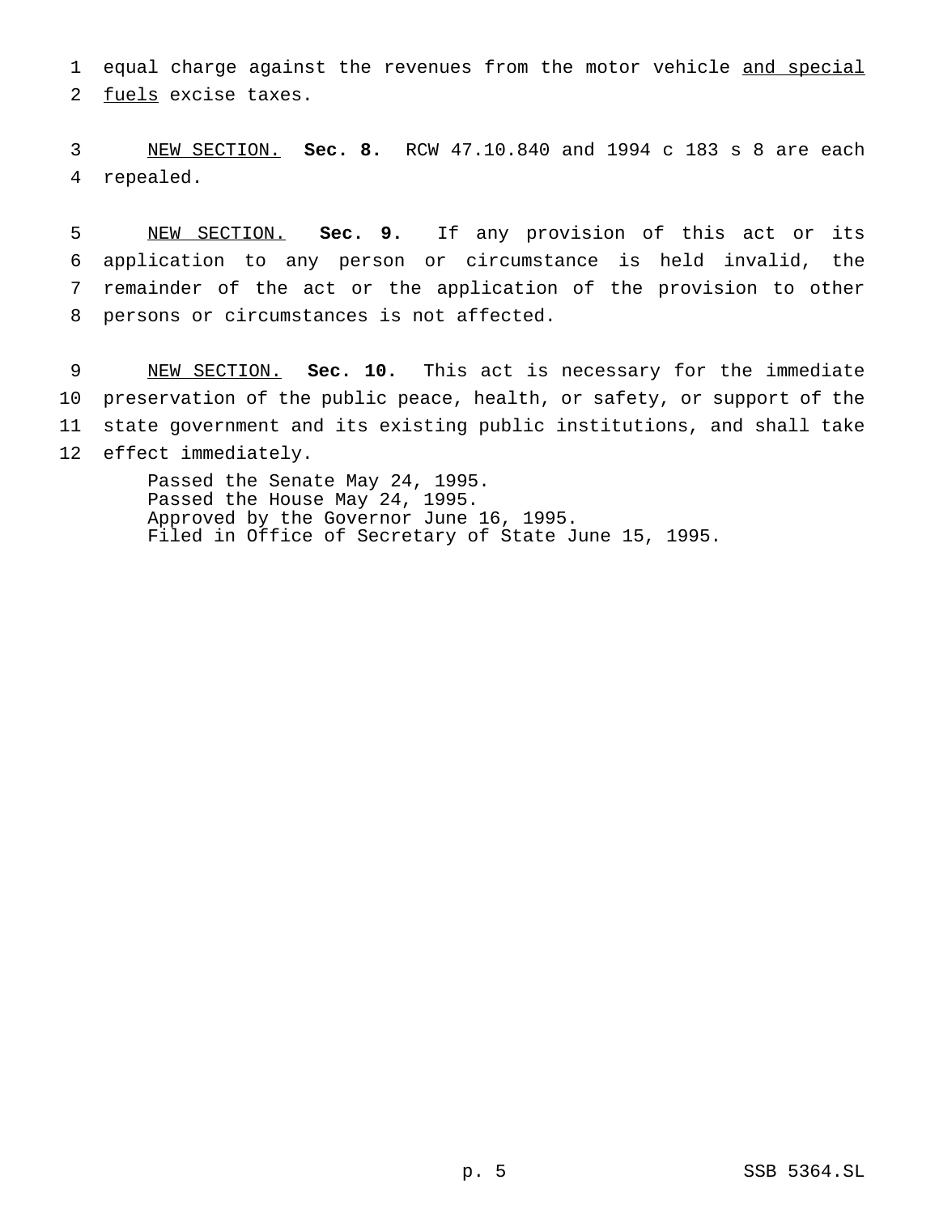equal charge against the revenues from the motor vehicle <u>and special fuels</u> excise taxes.

<u>NEW SECTION.</u> **Sec. 8.** RCW 47.10.840 and 1994 c 183 s 8 are each repealed.

<u>NEW SECTION.</u> **Sec. 9.** If any provision of this act or its application to any person or circumstance is held invalid, the remainder of the act or the application of the provision to other persons or circumstances is not affected.

<u>NEW SECTION.</u> **Sec. 10.** This act is necessary for the immediate preservation of the public peace, health, or safety, or support of the state government and its existing public institutions, and shall take effect immediately.

Passed the Senate May 24, 1995.
Passed the House May 24, 1995.
Approved by the Governor June 16, 1995.
Filed in Office of Secretary of State June 15, 1995.